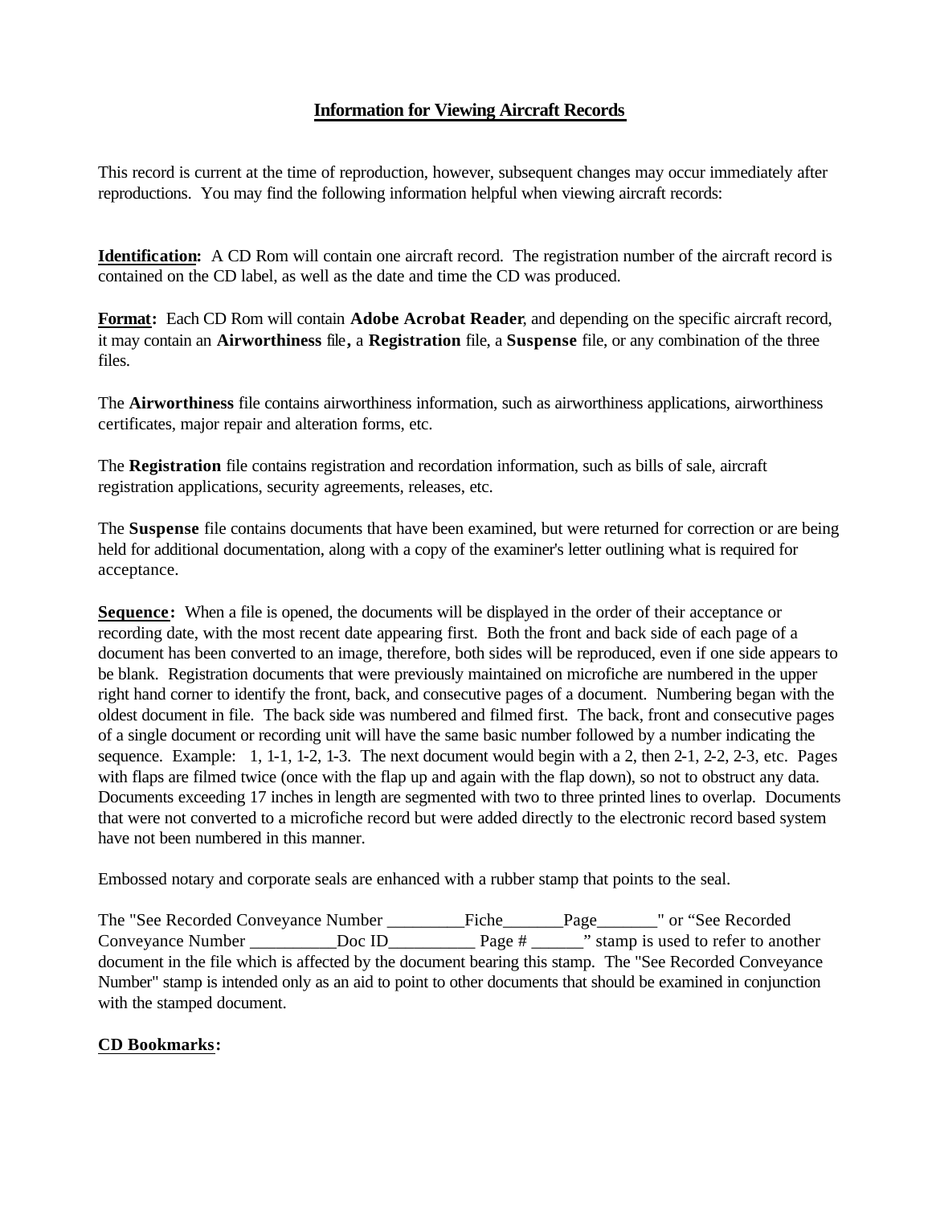# Information for Viewing Aircraft Records

This record is current at the time of reproduction, however, subsequent changes may occur immediately after reproductions. You may find the following information helpful when viewing aircraft records:

**Identification:** A CD Rom will contain one aircraft record. The registration number of the aircraft record is contained on the CD label, as well as the date and time the CD was produced.

**Format:** Each CD Rom will contain **Adobe Acrobat Reader**, and depending on the specific aircraft record, it may contain an **Airworthiness** file**,** a **Registration** file, a **Suspense** file, or any combination of the three files.

The **Airworthiness** file contains airworthiness information, such as airworthiness applications, airworthiness certificates, major repair and alteration forms, etc.

The **Registration** file contains registration and recordation information, such as bills of sale, aircraft registration applications, security agreements, releases, etc.

The **Suspense** file contains documents that have been examined, but were returned for correction or are being held for additional documentation, along with a copy of the examiner's letter outlining what is required for acceptance.

**Sequence:** When a file is opened, the documents will be displayed in the order of their acceptance or recording date, with the most recent date appearing first. Both the front and back side of each page of a document has been converted to an image, therefore, both sides will be reproduced, even if one side appears to be blank. Registration documents that were previously maintained on microfiche are numbered in the upper right hand corner to identify the front, back, and consecutive pages of a document. Numbering began with the oldest document in file. The back side was numbered and filmed first. The back, front and consecutive pages of a single document or recording unit will have the same basic number followed by a number indicating the sequence. Example: 1, 1-1, 1-2, 1-3. The next document would begin with a 2, then 2-1, 2-2, 2-3, etc. Pages with flaps are filmed twice (once with the flap up and again with the flap down), so not to obstruct any data. Documents exceeding 17 inches in length are segmented with two to three printed lines to overlap. Documents that were not converted to a microfiche record but were added directly to the electronic record based system have not been numbered in this manner.

Embossed notary and corporate seals are enhanced with a rubber stamp that points to the seal.

The "See Recorded Conveyance Number _________Fiche_______Page_______" or "See Recorded Conveyance Number __________Doc ID__________ Page # ______" stamp is used to refer to another document in the file which is affected by the document bearing this stamp. The "See Recorded Conveyance Number" stamp is intended only as an aid to point to other documents that should be examined in conjunction with the stamped document.

**CD Bookmarks:**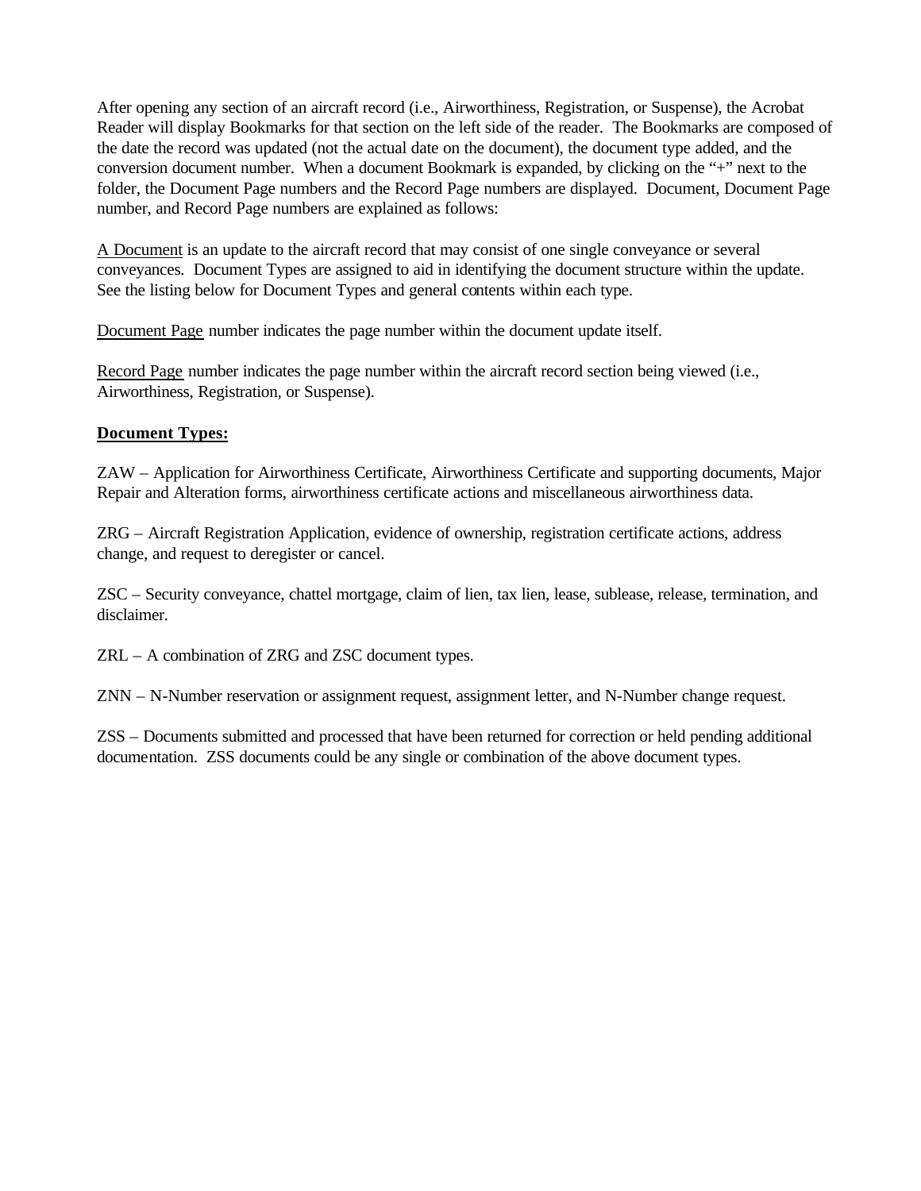After opening any section of an aircraft record (i.e., Airworthiness, Registration, or Suspense), the Acrobat Reader will display Bookmarks for that section on the left side of the reader. The Bookmarks are composed of the date the record was updated (not the actual date on the document), the document type added, and the conversion document number. When a document Bookmark is expanded, by clicking on the "+" next to the folder, the Document Page numbers and the Record Page numbers are displayed. Document, Document Page number, and Record Page numbers are explained as follows:

<u>A Document</u> is an update to the aircraft record that may consist of one single conveyance or several conveyances. Document Types are assigned to aid in identifying the document structure within the update. See the listing below for Document Types and general contents within each type.

<u>Document Page</u> number indicates the page number within the document update itself.

<u>Record Page</u> number indicates the page number within the aircraft record section being viewed (i.e., Airworthiness, Registration, or Suspense).

**<u>Document Types:</u>**

ZAW – Application for Airworthiness Certificate, Airworthiness Certificate and supporting documents, Major Repair and Alteration forms, airworthiness certificate actions and miscellaneous airworthiness data.

ZRG – Aircraft Registration Application, evidence of ownership, registration certificate actions, address change, and request to deregister or cancel.

ZSC – Security conveyance, chattel mortgage, claim of lien, tax lien, lease, sublease, release, termination, and disclaimer.

ZRL – A combination of ZRG and ZSC document types.

ZNN – N-Number reservation or assignment request, assignment letter, and N-Number change request.

ZSS – Documents submitted and processed that have been returned for correction or held pending additional documentation. ZSS documents could be any single or combination of the above document types.